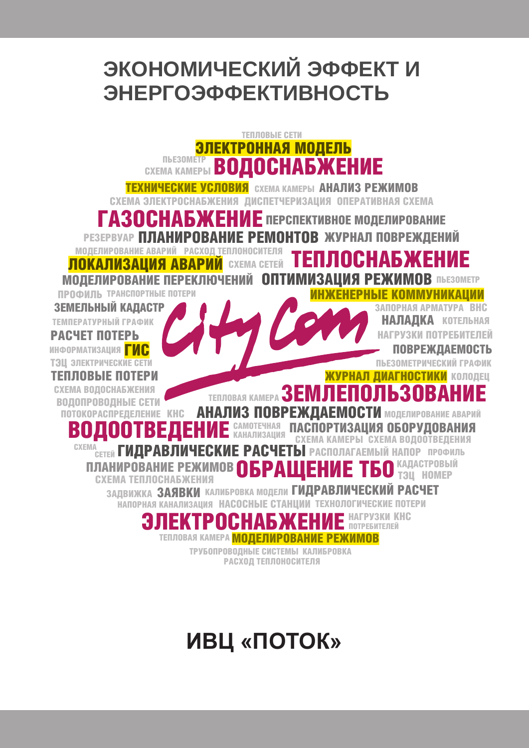# ЭКОНОМИЧЕСКИЙ ЭФФЕКТ И ЭНЕРГОЭФФЕКТИВНОСТЬ

ТЕПЛОВЫЕ СЕТИ
ЭЛЕКТРОННАЯ МОДЕЛЬ
ПЬЕЗОМЕТР
СХЕМА КАМЕРЫ ВОДОСНАБЖЕНИЕ
ТЕХНИЧЕСКИЕ УСЛОВИЯ СХЕМА КАМЕРЫ АНАЛИЗ РЕЖИМОВ
СХЕМА ЭЛЕКТРОСНАБЖЕНИЯ ДИСПЕТЧЕРИЗАЦИЯ ОПЕРАТИВНАЯ СХЕМА
ГАЗОСНАБЖЕНИЕ ПЕРСПЕКТИВНОЕ МОДЕЛИРОВАНИЕ
РЕЗЕРВУАР ПЛАНИРОВАНИЕ РЕМОНТОВ ЖУРНАЛ ПОВРЕЖДЕНИЙ
МОДЕЛИРОВАНИЕ АВАРИЙ РАСХОД ТЕПЛОНОСИТЕЛЯ
ЛОКАЛИЗАЦИЯ АВАРИЙ СХЕМА СЕТЕЙ ТЕПЛОСНАБЖЕНИЕ
МОДЕЛИРОВАНИЕ ПЕРЕКЛЮЧЕНИЙ ОПТИМИЗАЦИЯ РЕЖИМОВ ПЬЕЗОМЕТР
ПРОФИЛЬ ТРАНСПОРТНЫЕ ПОТЕРИ ИНЖЕНЕРНЫЕ КОММУНИКАЦИИ
ЗЕМЕЛЬНЫЙ КАДАСТР ЗАПОРНАЯ АРМАТУРА ВНС
ТЕМПЕРАТУРНЫЙ ГРАФИК НАЛАДКА КОТЕЛЬНАЯ
РАСЧЕТ ПОТЕРЬ НАГРУЗКИ ПОТРЕБИТЕЛЕЙ
ИНФОРМАТИЗАЦИЯ ГИС ПОВРЕЖДАЕМОСТЬ
ТЭЦ ЭЛЕКТРИЧЕСКИЕ СЕТИ ПЬЕЗОМЕТРИЧЕСКИЙ ГРАФИК
ТЕПЛОВЫЕ ПОТЕРИ ЖУРНАЛ ДИАГНОСТИКИ КОЛОДЕЦ
СХЕМА ВОДОСНАБЖЕНИЯ
ВОДОПРОВОДНЫЕ СЕТИ ТЕПЛОВАЯ КАМЕРА ЗЕМЛЕПОЛЬЗОВАНИЕ
ПОТОКОРАСПРЕДЕЛЕНИЕ КНС АНАЛИЗ ПОВРЕЖДАЕМОСТИ МОДЕЛИРОВАНИЕ АВАРИЙ
ВОДООТВЕДЕНИЕ САМОТЕЧНАЯ КАНАЛИЗАЦИЯ ПАСПОРТИЗАЦИЯ ОБОРУДОВАНИЯ
СХЕМА КАМЕРЫ СХЕМА ВОДООТВЕДЕНИЯ
СХЕМА СЕТЕЙ ГИДРАВЛИЧЕСКИЕ РАСЧЕТЫ РАСПОЛАГАЕМЫЙ НАПОР ПРОФИЛЬ
ПЛАНИРОВАНИЕ РЕЖИМОВ ОБРАЩЕНИЕ ТБО КАДАСТРОВЫЙ ТЭЦ НОМЕР
СХЕМА ТЕПЛОСНАБЖЕНИЯ
ЗАДВИЖКА ЗАЯВКИ КАЛИБРОВКА МОДЕЛИ ГИДРАВЛИЧЕСКИЙ РАСЧЕТ
НАПОРНАЯ КАНАЛИЗАЦИЯ НАСОСНЫЕ СТАНЦИИ ТЕХНОЛОГИЧЕСКИЕ ПОТЕРИ
ЭЛЕКТРОСНАБЖЕНИЕ НАГРУЗКИ ПОТРЕБИТЕЛЕЙ КНС
ТЕПЛОВАЯ КАМЕРА МОДЕЛИРОВАНИЕ РЕЖИМОВ
ТРУБОПРОВОДНЫЕ СИСТЕМЫ КАЛИБРОВКА
РАСХОД ТЕПЛОНОСИТЕЛЯ

CityCom

## ИВЦ «ПОТОК»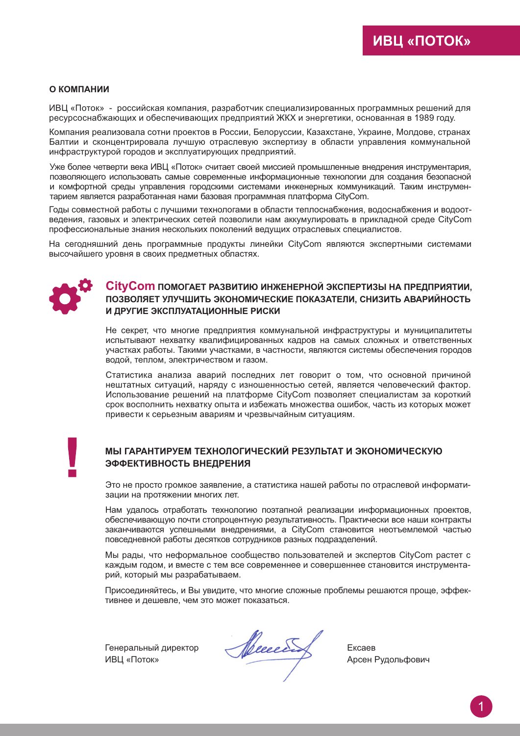# ИВЦ «ПОТОК»

## О КОМПАНИИ

ИВЦ «Поток» - российская компания, разработчик специализированных программных решений для ресурсоснабжающих и обеспечивающих предприятий ЖКХ и энергетики, основанная в 1989 году.

Компания реализовала сотни проектов в России, Белоруссии, Казахстане, Украине, Молдове, странах Балтии и сконцентрировала лучшую отраслевую экспертизу в области управления коммунальной инфраструктурой городов и эксплуатирующих предприятий.

Уже более четверти века ИВЦ «Поток» считает своей миссией промышленные внедрения инструментария, позволяющего использовать самые современные информационные технологии для создания безопасной и комфортной среды управления городскими системами инженерных коммуникаций. Таким инструментарием является разработанная нами базовая программная платформа CityCom.

Годы совместной работы с лучшими технологами в области теплоснабжения, водоснабжения и водоотведения, газовых и электрических сетей позволили нам аккумулировать в прикладной среде CityCom профессиональные знания нескольких поколений ведущих отраслевых специалистов.

На сегодняшний день программные продукты линейки CityCom являются экспертными системами высочайшего уровня в своих предметных областях.

## CityCom ПОМОГАЕТ РАЗВИТИЮ ИНЖЕНЕРНОЙ ЭКСПЕРТИЗЫ НА ПРЕДПРИЯТИИ, ПОЗВОЛЯЕТ УЛУЧШИТЬ ЭКОНОМИЧЕСКИЕ ПОКАЗАТЕЛИ, СНИЗИТЬ АВАРИЙНОСТЬ И ДРУГИЕ ЭКСПЛУАТАЦИОННЫЕ РИСКИ

Не секрет, что многие предприятия коммунальной инфраструктуры и муниципалитеты испытывают нехватку квалифицированных кадров на самых сложных и ответственных участках работы. Такими участками, в частности, являются системы обеспечения городов водой, теплом, электричеством и газом.

Статистика анализа аварий последних лет говорит о том, что основной причиной нештатных ситуаций, наряду с изношенностью сетей, является человеческий фактор. Использование решений на платформе CityCom позволяет специалистам за короткий срок восполнить нехватку опыта и избежать множества ошибок, часть из которых может привести к серьезным авариям и чрезвычайным ситуациям.

## МЫ ГАРАНТИРУЕМ ТЕХНОЛОГИЧЕСКИЙ РЕЗУЛЬТАТ И ЭКОНОМИЧЕСКУЮ ЭФФЕКТИВНОСТЬ ВНЕДРЕНИЯ

Это не просто громкое заявление, а статистика нашей работы по отраслевой информатизации на протяжении многих лет.

Нам удалось отработать технологию поэтапной реализации информационных проектов, обеспечивающую почти стопроцентную результативность. Практически все наши контракты заканчиваются успешными внедрениями, а CityCom становится неотъемлемой частью повседневной работы десятков сотрудников разных подразделений.

Мы рады, что неформальное сообщество пользователей и экспертов CityCom растет с каждым годом, и вместе с тем все современнее и совершеннее становится инструментарий, который мы разрабатываем.

Присоединяйтесь, и Вы увидите, что многие сложные проблемы решаются проще, эффективнее и дешевле, чем это может показаться.

Генеральный директор
ИВЦ «Поток»

Ексаев
Арсен Рудольфович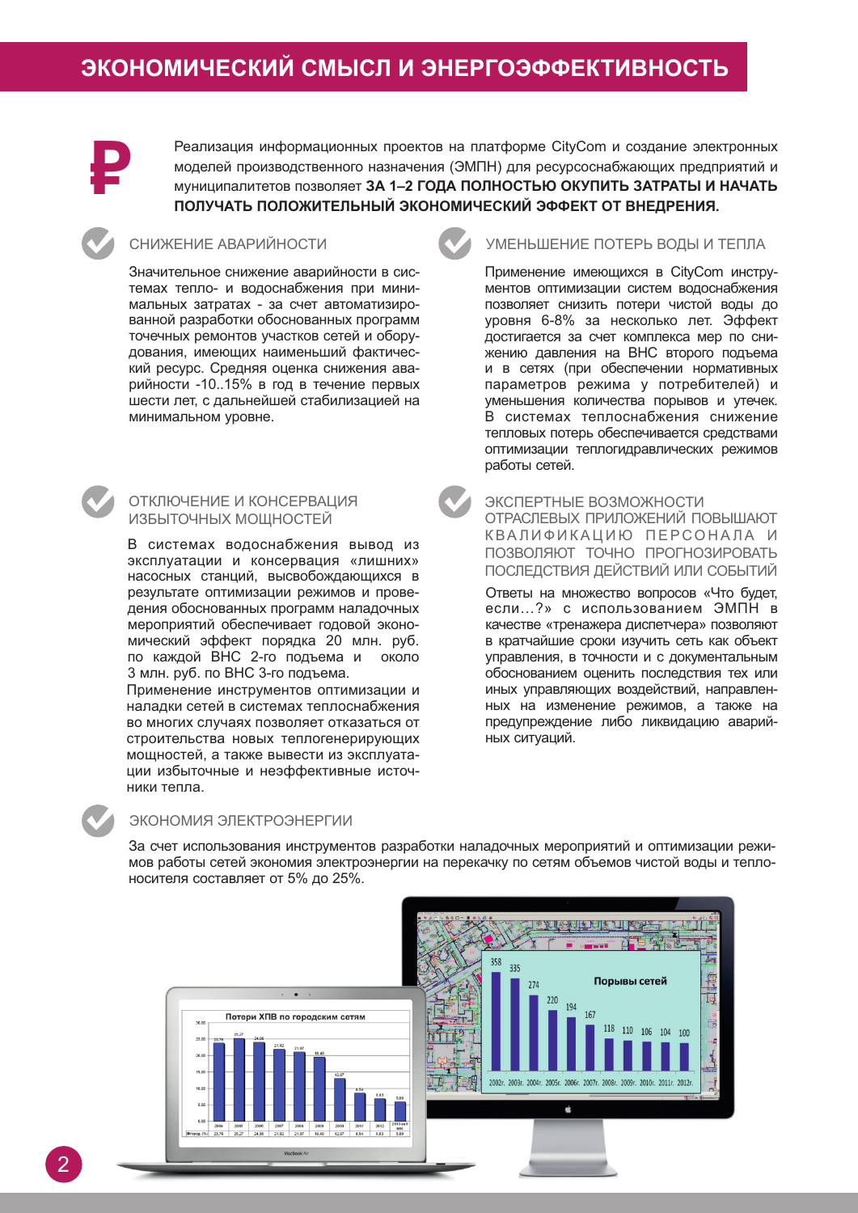# ЭКОНОМИЧЕСКИЙ СМЫСЛ И ЭНЕРГОЭФФЕКТИВНОСТЬ

Реализация информационных проектов на платформе CityCom и создание электронных моделей производственного назначения (ЭМПН) для ресурсоснабжающих предприятий и муниципалитетов позволяет **ЗА 1–2 ГОДА ПОЛНОСТЬЮ ОКУПИТЬ ЗАТРАТЫ И НАЧАТЬ ПОЛУЧАТЬ ПОЛОЖИТЕЛЬНЫЙ ЭКОНОМИЧЕСКИЙ ЭФФЕКТ ОТ ВНЕДРЕНИЯ.**

## СНИЖЕНИЕ АВАРИЙНОСТИ

Значительное снижение аварийности в системах тепло- и водоснабжения при минимальных затратах - за счет автоматизированной разработки обоснованных программ точечных ремонтов участков сетей и оборудования, имеющих наименьший фактический ресурс. Средняя оценка снижения аварийности -10..15% в год в течение первых шести лет, с дальнейшей стабилизацией на минимальном уровне.

## ОТКЛЮЧЕНИЕ И КОНСЕРВАЦИЯ ИЗБЫТОЧНЫХ МОЩНОСТЕЙ

В системах водоснабжения вывод из эксплуатации и консервация «лишних» насосных станций, высвобождающихся в результате оптимизации режимов и проведения обоснованных программ наладочных мероприятий обеспечивает годовой экономический эффект порядка 20 млн. руб. по каждой ВНС 2-го подъема и около 3 млн. руб. по ВНС 3-го подъема.

Применение инструментов оптимизации и наладки сетей в системах теплоснабжения во многих случаях позволяет отказаться от строительства новых теплогенерирующих мощностей, а также вывести из эксплуатации избыточные и неэффективные источники тепла.

## УМЕНЬШЕНИЕ ПОТЕРЬ ВОДЫ И ТЕПЛА

Применение имеющихся в CityCom инструментов оптимизации систем водоснабжения позволяет снизить потери чистой воды до уровня 6-8% за несколько лет. Эффект достигается за счет комплекса мер по снижению давления на ВНС второго подъема и в сетях (при обеспечении нормативных параметров режима у потребителей) и уменьшения количества порывов и утечек. В системах теплоснабжения снижение тепловых потерь обеспечивается средствами оптимизации теплогидравлических режимов работы сетей.

## ЭКСПЕРТНЫЕ ВОЗМОЖНОСТИ ОТРАСЛЕВЫХ ПРИЛОЖЕНИЙ ПОВЫШАЮТ КВАЛИФИКАЦИЮ ПЕРСОНАЛА И ПОЗВОЛЯЮТ ТОЧНО ПРОГНОЗИРОВАТЬ ПОСЛЕДСТВИЯ ДЕЙСТВИЙ ИЛИ СОБЫТИЙ

Ответы на множество вопросов «Что будет, если…?» с использованием ЭМПН в качестве «тренажера диспетчера» позволяют в кратчайшие сроки изучить сеть как объект управления, в точности и с документальным обоснованием оценить последствия тех или иных управляющих воздействий, направленных на изменение режимов, а также на предупреждение либо ликвидацию аварийных ситуаций.

## ЭКОНОМИЯ ЭЛЕКТРОЭНЕРГИИ

За счет использования инструментов разработки наладочных мероприятий и оптимизации режимов работы сетей экономия электроэнергии на перекачку по сетям объемов чистой воды и теплоносителя составляет от 5% до 25%.

**Потери ХПВ по городским сетям**

| 2004 | 2005 | 2006 | 2007 | 2008 | 2009 | 2010 | 2011 | 2012 | 2013 |
|---|---|---|---|---|---|---|---|---|---|
| 23,78 | 25,27 | 24,06 | 21,92 | 21,07 | 19,40 | 12,07 | 6,54 | 6,83 | 5,89 |

**Порывы сетей**

| 2002г. | 2003г. | 2004г. | 2005г. | 2006г. | 2007г. | 2008г. | 2009г. | 2010г. | 2011г. | 2012г. |
|---|---|---|---|---|---|---|---|---|---|---|
| 358 | 335 | 274 | 220 | 194 | 167 | 118 | 110 | 106 | 104 | 100 |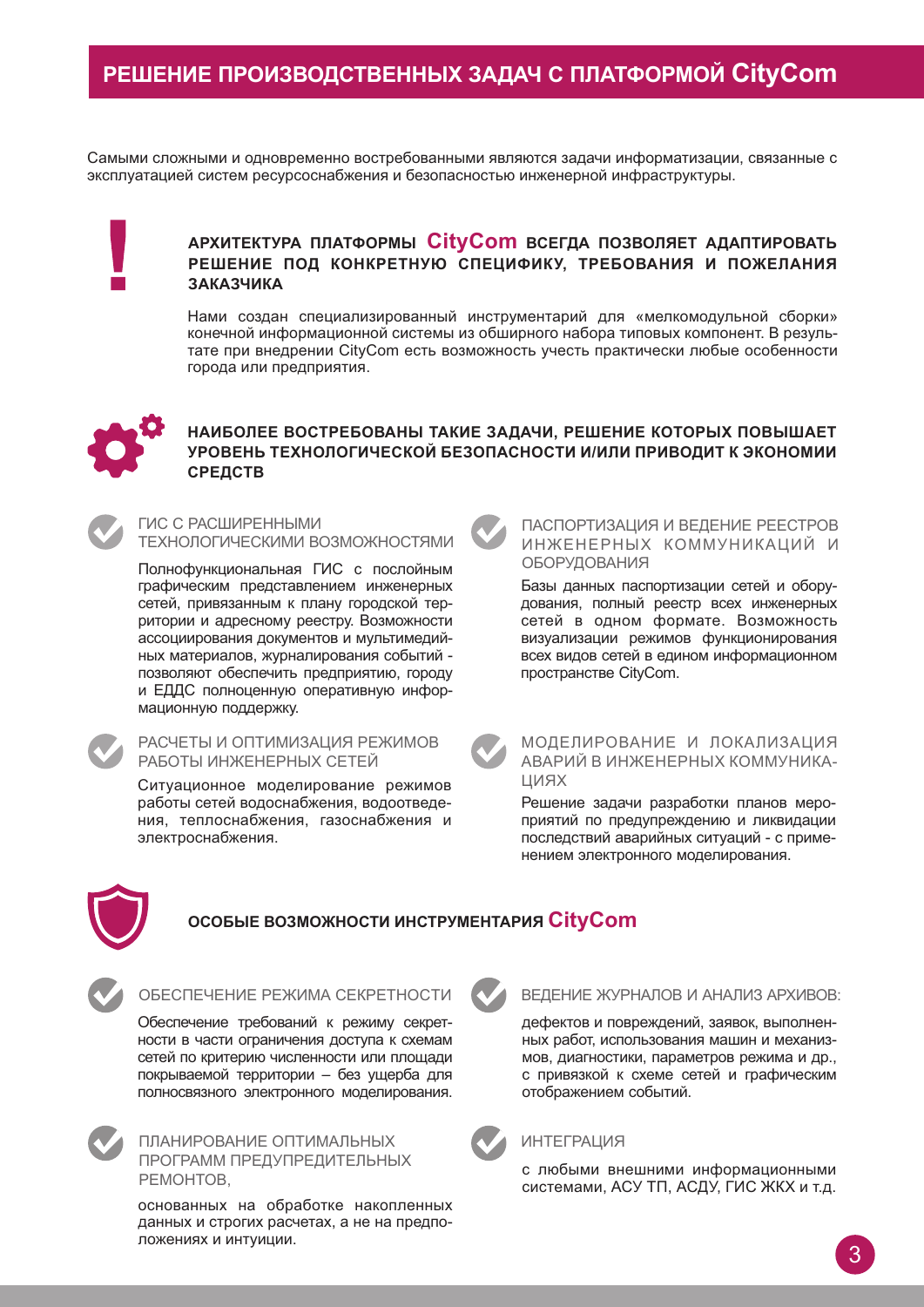# РЕШЕНИЕ ПРОИЗВОДСТВЕННЫХ ЗАДАЧ С ПЛАТФОРМОЙ CityCom

Самыми сложными и одновременно востребованными являются задачи информатизации, связанные с эксплуатацией систем ресурсоснабжения и безопасностью инженерной инфраструктуры.

## АРХИТЕКТУРА ПЛАТФОРМЫ CityCom ВСЕГДА ПОЗВОЛЯЕТ АДАПТИРОВАТЬ РЕШЕНИЕ ПОД КОНКРЕТНУЮ СПЕЦИФИКУ, ТРЕБОВАНИЯ И ПОЖЕЛАНИЯ ЗАКАЗЧИКА

Нами создан специализированный инструментарий для «мелкомодульной сборки» конечной информационной системы из обширного набора типовых компонент. В результате при внедрении CityCom есть возможность учесть практически любые особенности города или предприятия.

## НАИБОЛЕЕ ВОСТРЕБОВАНЫ ТАКИЕ ЗАДАЧИ, РЕШЕНИЕ КОТОРЫХ ПОВЫШАЕТ УРОВЕНЬ ТЕХНОЛОГИЧЕСКОЙ БЕЗОПАСНОСТИ И/ИЛИ ПРИВОДИТ К ЭКОНОМИИ СРЕДСТВ

### ГИС С РАСШИРЕННЫМИ ТЕХНОЛОГИЧЕСКИМИ ВОЗМОЖНОСТЯМИ

Полнофункциональная ГИС с послойным графическим представлением инженерных сетей, привязанным к плану городской территории и адресному реестру. Возможности ассоциирования документов и мультимедийных материалов, журналирования событий - позволяют обеспечить предприятию, городу и ЕДДС полноценную оперативную информационную поддержку.

### РАСЧЕТЫ И ОПТИМИЗАЦИЯ РЕЖИМОВ РАБОТЫ ИНЖЕНЕРНЫХ СЕТЕЙ

Ситуационное моделирование режимов работы сетей водоснабжения, водоотведения, теплоснабжения, газоснабжения и электроснабжения.

### ПАСПОРТИЗАЦИЯ И ВЕДЕНИЕ РЕЕСТРОВ ИНЖЕНЕРНЫХ КОММУНИКАЦИЙ И ОБОРУДОВАНИЯ

Базы данных паспортизации сетей и оборудования, полный реестр всех инженерных сетей в одном формате. Возможность визуализации режимов функционирования всех видов сетей в едином информационном пространстве CityCom.

### МОДЕЛИРОВАНИЕ И ЛОКАЛИЗАЦИЯ АВАРИЙ В ИНЖЕНЕРНЫХ КОММУНИКАЦИЯХ

Решение задачи разработки планов мероприятий по предупреждению и ликвидации последствий аварийных ситуаций - с применением электронного моделирования.

## ОСОБЫЕ ВОЗМОЖНОСТИ ИНСТРУМЕНТАРИЯ CityCom

### ОБЕСПЕЧЕНИЕ РЕЖИМА СЕКРЕТНОСТИ

Обеспечение требований к режиму секретности в части ограничения доступа к схемам сетей по критерию численности или площади покрываемой территории – без ущерба для полносвязного электронного моделирования.

### ПЛАНИРОВАНИЕ ОПТИМАЛЬНЫХ ПРОГРАММ ПРЕДУПРЕДИТЕЛЬНЫХ РЕМОНТОВ,

основанных на обработке накопленных данных и строгих расчетах, а не на предположениях и интуиции.

### ВЕДЕНИЕ ЖУРНАЛОВ И АНАЛИЗ АРХИВОВ:

дефектов и повреждений, заявок, выполненных работ, использования машин и механизмов, диагностики, параметров режима и др., с привязкой к схеме сетей и графическим отображением событий.

### ИНТЕГРАЦИЯ

с любыми внешними информационными системами, АСУ ТП, АСДУ, ГИС ЖКХ и т.д.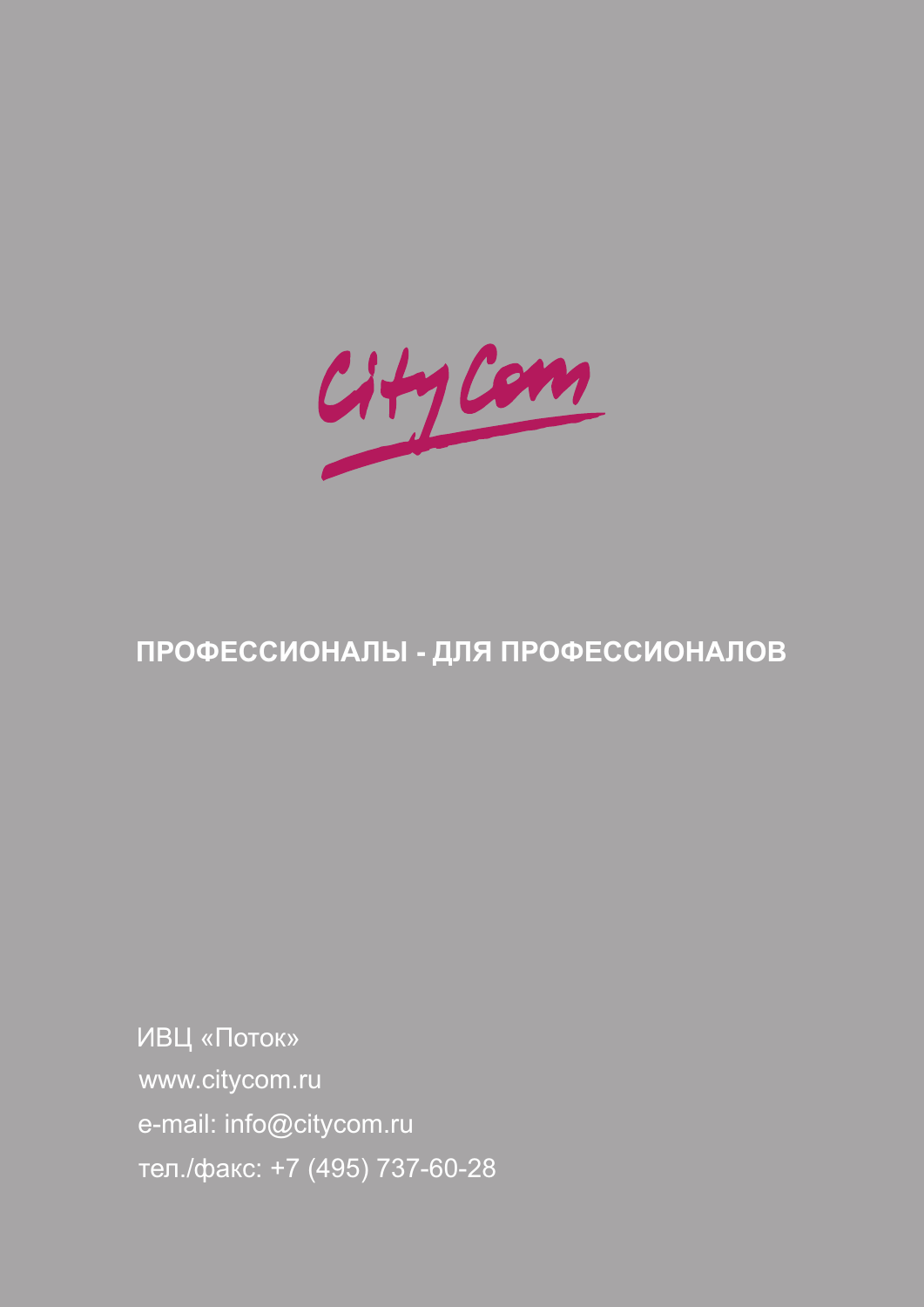CityCom

**ПРОФЕССИОНАЛЫ - ДЛЯ ПРОФЕССИОНАЛОВ**

ИВЦ «Поток»

www.citycom.ru

e-mail: info@citycom.ru

тел./факс: +7 (495) 737-60-28